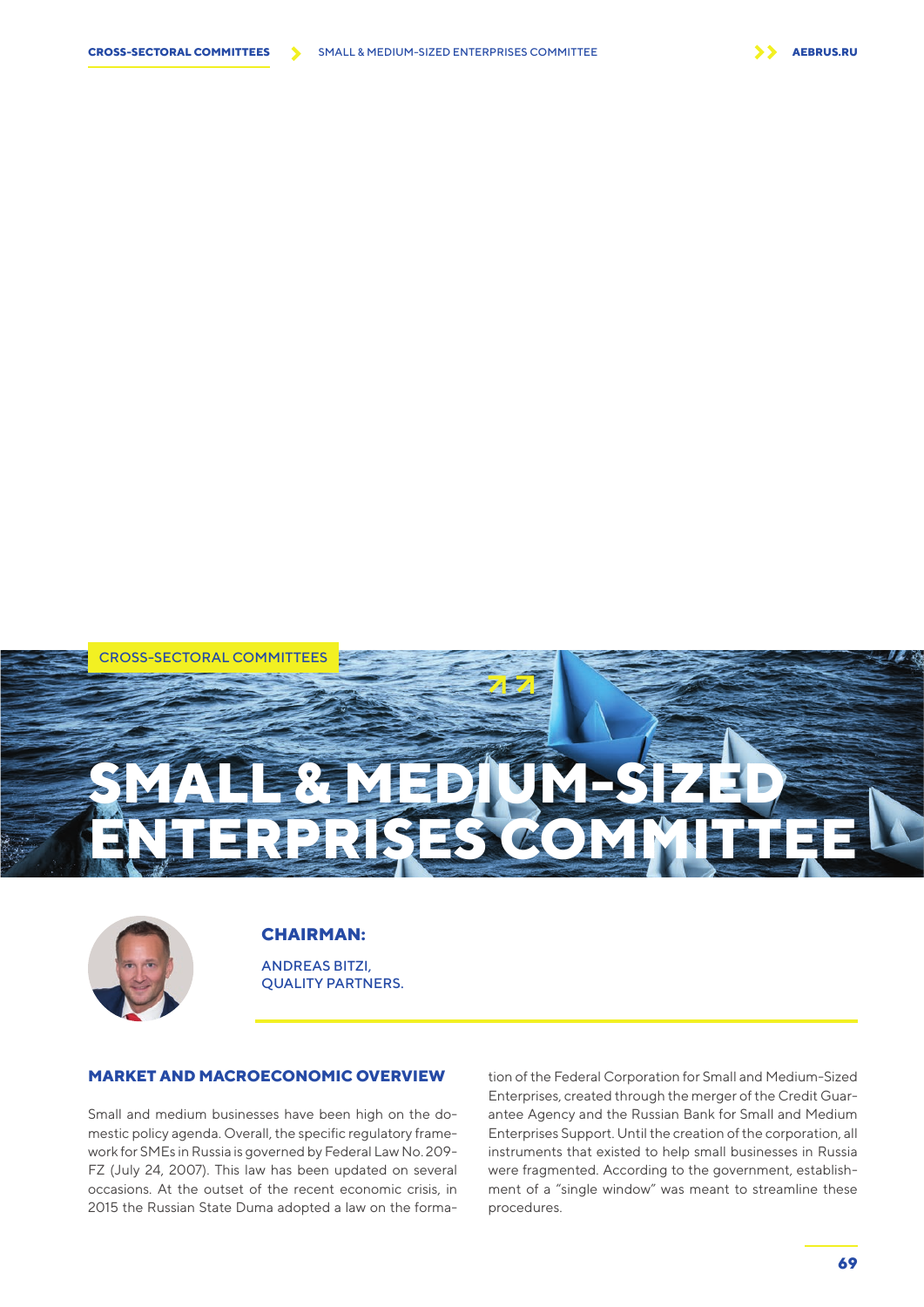CROSS-SECTORAL COMMITTEES

# SMALL & MEDIUM-SIZED ENTERPRISES COMMITTEE

**CHAIRMAN:**

ANDREAS BITZI,
QUALITY PARTNERS.

## MARKET AND MACROECONOMIC OVERVIEW

Small and medium businesses have been high on the domestic policy agenda. Overall, the specific regulatory framework for SMEs in Russia is governed by Federal Law No. 209-FZ (July 24, 2007). This law has been updated on several occasions. At the outset of the recent economic crisis, in 2015 the Russian State Duma adopted a law on the formation of the Federal Corporation for Small and Medium-Sized Enterprises, created through the merger of the Credit Guarantee Agency and the Russian Bank for Small and Medium Enterprises Support. Until the creation of the corporation, all instruments that existed to help small businesses in Russia were fragmented. According to the government, establishment of a "single window" was meant to streamline these procedures.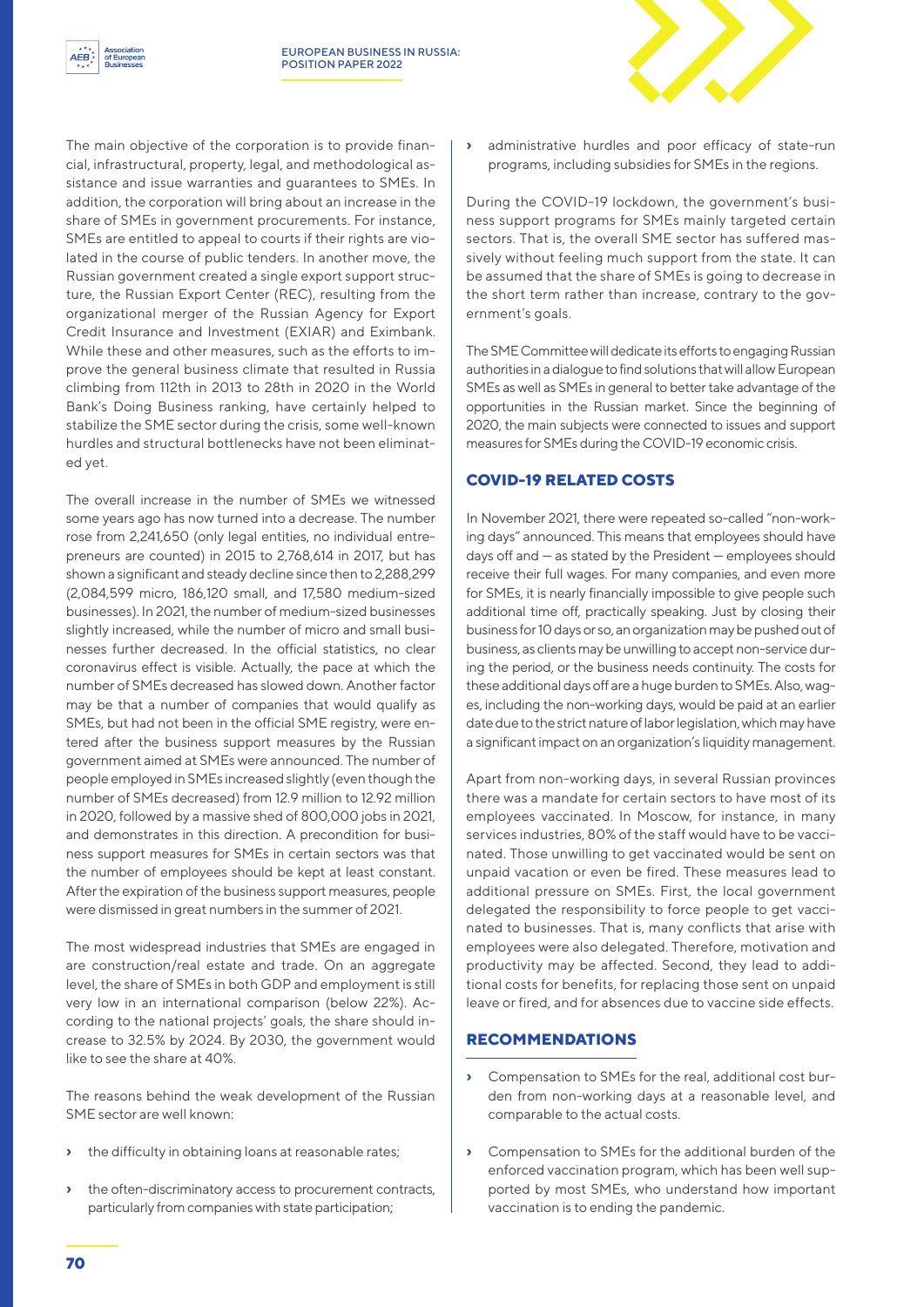The main objective of the corporation is to provide financial, infrastructural, property, legal, and methodological assistance and issue warranties and guarantees to SMEs. In addition, the corporation will bring about an increase in the share of SMEs in government procurements. For instance, SMEs are entitled to appeal to courts if their rights are violated in the course of public tenders. In another move, the Russian government created a single export support structure, the Russian Export Center (REC), resulting from the organizational merger of the Russian Agency for Export Credit Insurance and Investment (EXIAR) and Eximbank. While these and other measures, such as the efforts to improve the general business climate that resulted in Russia climbing from 112th in 2013 to 28th in 2020 in the World Bank's Doing Business ranking, have certainly helped to stabilize the SME sector during the crisis, some well-known hurdles and structural bottlenecks have not been eliminated yet.

The overall increase in the number of SMEs we witnessed some years ago has now turned into a decrease. The number rose from 2,241,650 (only legal entities, no individual entrepreneurs are counted) in 2015 to 2,768,614 in 2017, but has shown a significant and steady decline since then to 2,288,299 (2,084,599 micro, 186,120 small, and 17,580 medium-sized businesses). In 2021, the number of medium-sized businesses slightly increased, while the number of micro and small businesses further decreased. In the official statistics, no clear coronavirus effect is visible. Actually, the pace at which the number of SMEs decreased has slowed down. Another factor may be that a number of companies that would qualify as SMEs, but had not been in the official SME registry, were entered after the business support measures by the Russian government aimed at SMEs were announced. The number of people employed in SMEs increased slightly (even though the number of SMEs decreased) from 12.9 million to 12.92 million in 2020, followed by a massive shed of 800,000 jobs in 2021, and demonstrates in this direction. A precondition for business support measures for SMEs in certain sectors was that the number of employees should be kept at least constant. After the expiration of the business support measures, people were dismissed in great numbers in the summer of 2021.

The most widespread industries that SMEs are engaged in are construction/real estate and trade. On an aggregate level, the share of SMEs in both GDP and employment is still very low in an international comparison (below 22%). According to the national projects' goals, the share should increase to 32.5% by 2024. By 2030, the government would like to see the share at 40%.

The reasons behind the weak development of the Russian SME sector are well known:

- the difficulty in obtaining loans at reasonable rates;
- the often-discriminatory access to procurement contracts, particularly from companies with state participation;
- administrative hurdles and poor efficacy of state-run programs, including subsidies for SMEs in the regions.

During the COVID-19 lockdown, the government's business support programs for SMEs mainly targeted certain sectors. That is, the overall SME sector has suffered massively without feeling much support from the state. It can be assumed that the share of SMEs is going to decrease in the short term rather than increase, contrary to the government's goals.

The SME Committee will dedicate its efforts to engaging Russian authorities in a dialogue to find solutions that will allow European SMEs as well as SMEs in general to better take advantage of the opportunities in the Russian market. Since the beginning of 2020, the main subjects were connected to issues and support measures for SMEs during the COVID-19 economic crisis.

## COVID-19 RELATED COSTS

In November 2021, there were repeated so-called "non-working days" announced. This means that employees should have days off and — as stated by the President — employees should receive their full wages. For many companies, and even more for SMEs, it is nearly financially impossible to give people such additional time off, practically speaking. Just by closing their business for 10 days or so, an organization may be pushed out of business, as clients may be unwilling to accept non-service during the period, or the business needs continuity. The costs for these additional days off are a huge burden to SMEs. Also, wages, including the non-working days, would be paid at an earlier date due to the strict nature of labor legislation, which may have a significant impact on an organization's liquidity management.

Apart from non-working days, in several Russian provinces there was a mandate for certain sectors to have most of its employees vaccinated. In Moscow, for instance, in many services industries, 80% of the staff would have to be vaccinated. Those unwilling to get vaccinated would be sent on unpaid vacation or even be fired. These measures lead to additional pressure on SMEs. First, the local government delegated the responsibility to force people to get vaccinated to businesses. That is, many conflicts that arise with employees were also delegated. Therefore, motivation and productivity may be affected. Second, they lead to additional costs for benefits, for replacing those sent on unpaid leave or fired, and for absences due to vaccine side effects.

## RECOMMENDATIONS

- Compensation to SMEs for the real, additional cost burden from non-working days at a reasonable level, and comparable to the actual costs.
- Compensation to SMEs for the additional burden of the enforced vaccination program, which has been well supported by most SMEs, who understand how important vaccination is to ending the pandemic.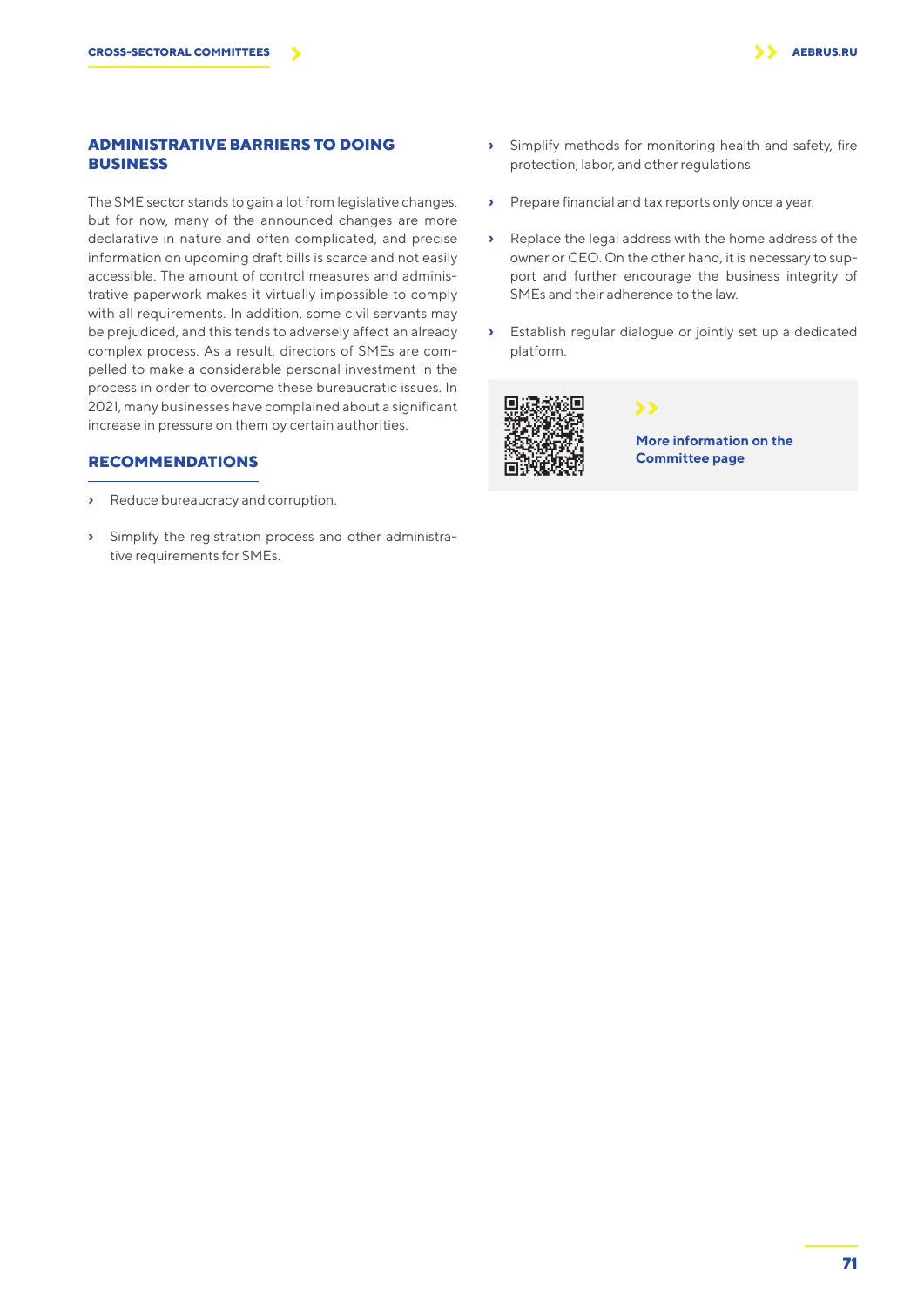## ADMINISTRATIVE BARRIERS TO DOING BUSINESS

The SME sector stands to gain a lot from legislative changes, but for now, many of the announced changes are more declarative in nature and often complicated, and precise information on upcoming draft bills is scarce and not easily accessible. The amount of control measures and administrative paperwork makes it virtually impossible to comply with all requirements. In addition, some civil servants may be prejudiced, and this tends to adversely affect an already complex process. As a result, directors of SMEs are compelled to make a considerable personal investment in the process in order to overcome these bureaucratic issues. In 2021, many businesses have complained about a significant increase in pressure on them by certain authorities.

## RECOMMENDATIONS

- Reduce bureaucracy and corruption.
- Simplify the registration process and other administrative requirements for SMEs.
- Simplify methods for monitoring health and safety, fire protection, labor, and other regulations.
- Prepare financial and tax reports only once a year.
- Replace the legal address with the home address of the owner or CEO. On the other hand, it is necessary to support and further encourage the business integrity of SMEs and their adherence to the law.
- Establish regular dialogue or jointly set up a dedicated platform.

**More information on the Committee page**